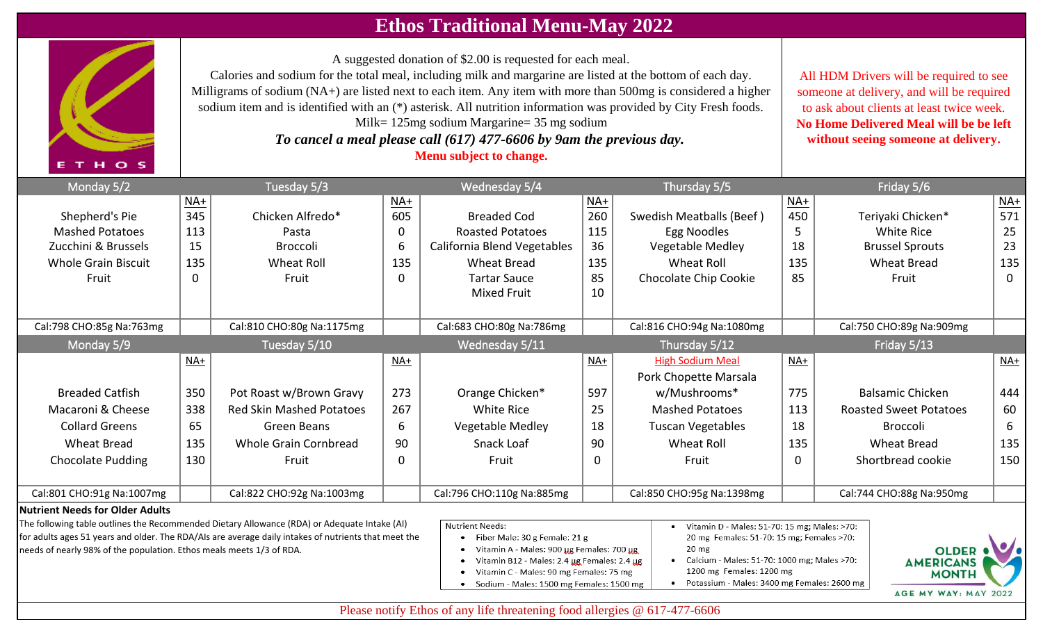# Ethos Traditional Menu-May 2022

A suggested donation of $2.00 is requested for each meal.
Calories and sodium for the total meal, including milk and margarine are listed at the bottom of each day.
Milligrams of sodium (NA+) are listed next to each item. Any item with more than 500mg is considered a higher sodium item and is identified with an (*) asterisk. All nutrition information was provided by City Fresh foods.
Milk= 125mg sodium Margarine= 35 mg sodium

***To cancel a meal please call (617) 477-6606 by 9am the previous day.***

**Menu subject to change.**

All HDM Drivers will be required to see someone at delivery, and will be required to ask about clients at least twice week. **No Home Delivered Meal will be be left without seeing someone at delivery.**

| Monday 5/2 | NA+ | Tuesday 5/3 | NA+ | Wednesday 5/4 | NA+ | Thursday 5/5 | NA+ | Friday 5/6 | NA+ |
|---|---|---|---|---|---|---|---|---|---|
| Shepherd's Pie | 345 | Chicken Alfredo* | 605 | Breaded Cod | 260 | Swedish Meatballs (Beef ) | 450 | Teriyaki Chicken* | 571 |
| Mashed Potatoes | 113 | Pasta | 0 | Roasted Potatoes | 115 | Egg Noodles | 5 | White Rice | 25 |
| Zucchini & Brussels | 15 | Broccoli | 6 | California Blend Vegetables | 36 | Vegetable Medley | 18 | Brussel Sprouts | 23 |
| Whole Grain Biscuit | 135 | Wheat Roll | 135 | Wheat Bread | 135 | Wheat Roll | 135 | Wheat Bread | 135 |
| Fruit | 0 | Fruit | 0 | Tartar Sauce | 85 | Chocolate Chip Cookie | 85 | Fruit | 0 |
| | | | | Mixed Fruit | 10 | | | | |
| Cal:798 CHO:85g Na:763mg | | Cal:810 CHO:80g Na:1175mg | | Cal:683 CHO:80g Na:786mg | | Cal:816 CHO:94g Na:1080mg | | Cal:750 CHO:89g Na:909mg | |

| Monday 5/9 | NA+ | Tuesday 5/10 | NA+ | Wednesday 5/11 | NA+ | Thursday 5/12 | NA+ | Friday 5/13 | NA+ |
|---|---|---|---|---|---|---|---|---|---|
| | | | | | | High Sodium Meal | | | |
| Breaded Catfish | 350 | Pot Roast w/Brown Gravy | 273 | Orange Chicken* | 597 | Pork Chopette Marsala w/Mushrooms* | 775 | Balsamic Chicken | 444 |
| Macaroni & Cheese | 338 | Red Skin Mashed Potatoes | 267 | White Rice | 25 | Mashed Potatoes | 113 | Roasted Sweet Potatoes | 60 |
| Collard Greens | 65 | Green Beans | 6 | Vegetable Medley | 18 | Tuscan Vegetables | 18 | Broccoli | 6 |
| Wheat Bread | 135 | Whole Grain Cornbread | 90 | Snack Loaf | 90 | Wheat Roll | 135 | Wheat Bread | 135 |
| Chocolate Pudding | 130 | Fruit | 0 | Fruit | 0 | Fruit | 0 | Shortbread cookie | 150 |
| Cal:801 CHO:91g Na:1007mg | | Cal:822 CHO:92g Na:1003mg | | Cal:796 CHO:110g Na:885mg | | Cal:850 CHO:95g Na:1398mg | | Cal:744 CHO:88g Na:950mg | |

**Nutrient Needs for Older Adults**

The following table outlines the Recommended Dietary Allowance (RDA) or Adequate Intake (AI) for adults ages 51 years and older. The RDA/AIs are average daily intakes of nutrients that meet the needs of nearly 98% of the population. Ethos meals meets 1/3 of RDA.

Nutrient Needs:

- Fiber Male: 30 g Female: 21 g
- Vitamin A - Males: 900 µg Females: 700 µg
- Vitamin B12 - Males: 2.4 µg Females: 2.4 µg
- Vitamin C - Males: 90 mg Females: 75 mg
- Sodium - Males: 1500 mg Females: 1500 mg
- Vitamin D - Males: 51-70: 15 mg; Males: >70: 20 mg Females: 51-70: 15 mg; Females >70: 20 mg
- Calcium - Males: 51-70: 1000 mg; Males >70: 1200 mg Females: 1200 mg
- Potassium - Males: 3400 mg Females: 2600 mg

OLDER AMERICANS MONTH
AGE MY WAY: MAY 2022

Please notify Ethos of any life threatening food allergies @ 617-477-6606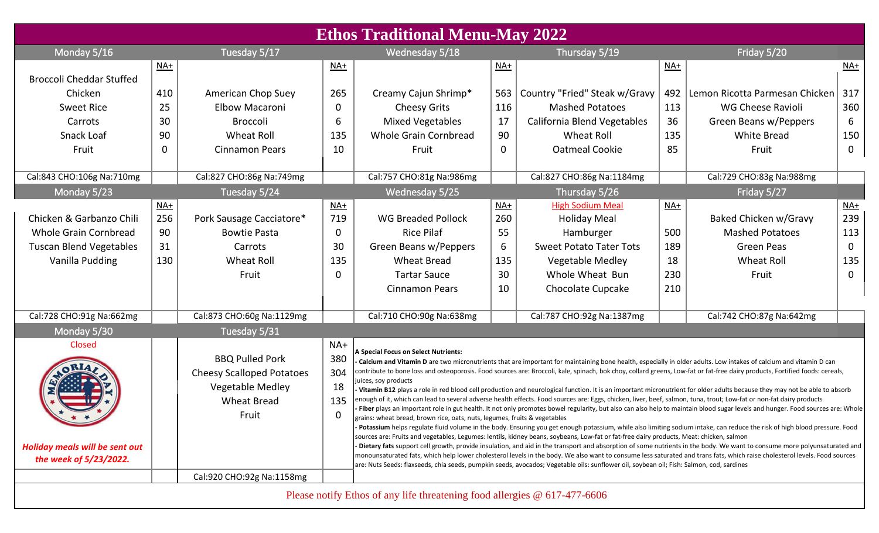# Ethos Traditional Menu-May 2022

| Monday 5/16 | NA+ | Tuesday 5/17 | NA+ | Wednesday 5/18 | NA+ | Thursday 5/19 | NA+ | Friday 5/20 | NA+ |
|---|---|---|---|---|---|---|---|---|---|
| Broccoli Cheddar Stuffed Chicken | 410 | American Chop Suey | 265 | Creamy Cajun Shrimp* | 563 | Country "Fried" Steak w/Gravy | 492 | Lemon Ricotta Parmesan Chicken | 317 |
| Sweet Rice | 25 | Elbow Macaroni | 0 | Cheesy Grits | 116 | Mashed Potatoes | 113 | WG Cheese Ravioli | 360 |
| Carrots | 30 | Broccoli | 6 | Mixed Vegetables | 17 | California Blend Vegetables | 36 | Green Beans w/Peppers | 6 |
| Snack Loaf | 90 | Wheat Roll | 135 | Whole Grain Cornbread | 90 | Wheat Roll | 135 | White Bread | 150 |
| Fruit | 0 | Cinnamon Pears | 10 | Fruit | 0 | Oatmeal Cookie | 85 | Fruit | 0 |
| Cal:843 CHO:106g Na:710mg | | Cal:827 CHO:86g Na:749mg | | Cal:757 CHO:81g Na:986mg | | Cal:827 CHO:86g Na:1184mg | | Cal:729 CHO:83g Na:988mg | |

| Monday 5/23 | NA+ | Tuesday 5/24 | NA+ | Wednesday 5/25 | NA+ | Thursday 5/26 | NA+ | Friday 5/27 | NA+ |
|---|---|---|---|---|---|---|---|---|---|
| | | | | | | High Sodium Meal | | | |
| Chicken & Garbanzo Chili | 256 | Pork Sausage Cacciatore* | 719 | WG Breaded Pollock | 260 | Holiday Meal | | Baked Chicken w/Gravy | 239 |
| Whole Grain Cornbread | 90 | Bowtie Pasta | 0 | Rice Pilaf | 55 | Hamburger | 500 | Mashed Potatoes | 113 |
| Tuscan Blend Vegetables | 31 | Carrots | 30 | Green Beans w/Peppers | 6 | Sweet Potato Tater Tots | 189 | Green Peas | 0 |
| Vanilla Pudding | 130 | Wheat Roll | 135 | Wheat Bread | 135 | Vegetable Medley | 18 | Wheat Roll | 135 |
| | | Fruit | 0 | Tartar Sauce | 30 | Whole Wheat Bun | 230 | Fruit | 0 |
| | | | | Cinnamon Pears | 10 | Chocolate Cupcake | 210 | | |
| Cal:728 CHO:91g Na:662mg | | Cal:873 CHO:60g Na:1129mg | | Cal:710 CHO:90g Na:638mg | | Cal:787 CHO:92g Na:1387mg | | Cal:742 CHO:87g Na:642mg | |

| Monday 5/30 | | Tuesday 5/31 | NA+ |
|---|---|---|---|
| Closed | | BBQ Pulled Pork | 380 |
| | | Cheesy Scalloped Potatoes | 304 |
| | | Vegetable Medley | 18 |
| | | Wheat Bread | 135 |
| | | Fruit | 0 |
| *Holiday meals will be sent out the week of 5/23/2022.* | | Cal:920 CHO:92g Na:1158mg | |

**A Special Focus on Select Nutrients:**

- **Calcium and Vitamin D** are two micronutrients that are important for maintaining bone health, especially in older adults. Low intakes of calcium and vitamin D can contribute to bone loss and osteoporosis. Food sources are: Broccoli, kale, spinach, bok choy, collard greens, Low-fat or fat-free dairy products, Fortified foods: cereals, juices, soy products
- **Vitamin B12** plays a role in red blood cell production and neurological function. It is an important micronutrient for older adults because they may not be able to absorb enough of it, which can lead to several adverse health effects. Food sources are: Eggs, chicken, liver, beef, salmon, tuna, trout; Low-fat or non-fat dairy products
- **Fiber** plays an important role in gut health. It not only promotes bowel regularity, but also can also help to maintain blood sugar levels and hunger. Food sources are: Whole grains: wheat bread, brown rice, oats, nuts, legumes, fruits & vegetables
- **Potassium** helps regulate fluid volume in the body. Ensuring you get enough potassium, while also limiting sodium intake, can reduce the risk of high blood pressure. Food sources are: Fruits and vegetables, Legumes: lentils, kidney beans, soybeans, Low-fat or fat-free dairy products, Meat: chicken, salmon
- **Dietary fats** support cell growth, provide insulation, and aid in the transport and absorption of some nutrients in the body. We want to consume more polyunsaturated and monounsaturated fats, which help lower cholesterol levels in the body. We also want to consume less saturated and trans fats, which raise cholesterol levels. Food sources are: Nuts Seeds: flaxseeds, chia seeds, pumpkin seeds, avocados; Vegetable oils: sunflower oil, soybean oil; Fish: Salmon, cod, sardines

Please notify Ethos of any life threatening food allergies @ 617-477-6606